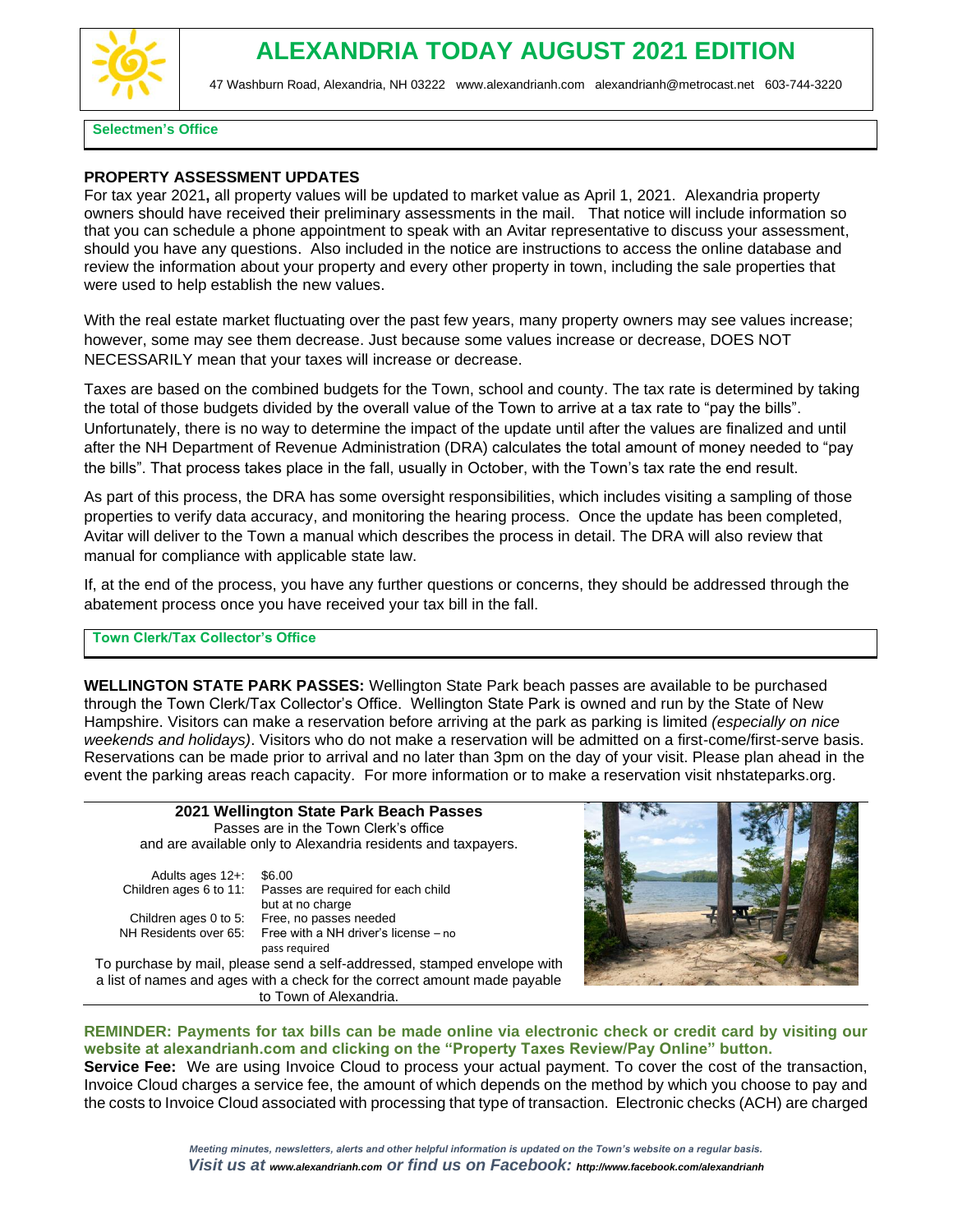# ALEXANDRIA TODAY AUGUST 2021 EDITION

47 Washburn Road, Alexandria, NH 03222 www.alexandrianh.com alexandrianh@metrocast.net 603-744-3220

## Selectmen's Office

### PROPERTY ASSESSMENT UPDATES

For tax year 2021**,** all property values will be updated to market value as April 1, 2021. Alexandria property owners should have received their preliminary assessments in the mail. That notice will include information so that you can schedule a phone appointment to speak with an Avitar representative to discuss your assessment, should you have any questions. Also included in the notice are instructions to access the online database and review the information about your property and every other property in town, including the sale properties that were used to help establish the new values.

With the real estate market fluctuating over the past few years, many property owners may see values increase; however, some may see them decrease. Just because some values increase or decrease, DOES NOT NECESSARILY mean that your taxes will increase or decrease.

Taxes are based on the combined budgets for the Town, school and county. The tax rate is determined by taking the total of those budgets divided by the overall value of the Town to arrive at a tax rate to "pay the bills". Unfortunately, there is no way to determine the impact of the update until after the values are finalized and until after the NH Department of Revenue Administration (DRA) calculates the total amount of money needed to "pay the bills". That process takes place in the fall, usually in October, with the Town's tax rate the end result.

As part of this process, the DRA has some oversight responsibilities, which includes visiting a sampling of those properties to verify data accuracy, and monitoring the hearing process. Once the update has been completed, Avitar will deliver to the Town a manual which describes the process in detail. The DRA will also review that manual for compliance with applicable state law.

If, at the end of the process, you have any further questions or concerns, they should be addressed through the abatement process once you have received your tax bill in the fall.

## Town Clerk/Tax Collector's Office

**WELLINGTON STATE PARK PASSES:** Wellington State Park beach passes are available to be purchased through the Town Clerk/Tax Collector's Office. Wellington State Park is owned and run by the State of New Hampshire. Visitors can make a reservation before arriving at the park as parking is limited *(especially on nice weekends and holidays)*. Visitors who do not make a reservation will be admitted on a first-come/first-serve basis. Reservations can be made prior to arrival and no later than 3pm on the day of your visit. Please plan ahead in the event the parking areas reach capacity. For more information or to make a reservation visit nhstateparks.org.

**2021 Wellington State Park Beach Passes**

Passes are in the Town Clerk's office and are available only to Alexandria residents and taxpayers.

| | |
|---|---|
| Adults ages 12+: | $6.00 |
| Children ages 6 to 11: | Passes are required for each child but at no charge |
| Children ages 0 to 5: | Free, no passes needed |
| NH Residents over 65: | Free with a NH driver's license – no pass required |

To purchase by mail, please send a self-addressed, stamped envelope with a list of names and ages with a check for the correct amount made payable to Town of Alexandria.

**REMINDER: Payments for tax bills can be made online via electronic check or credit card by visiting our website at alexandrianh.com and clicking on the "Property Taxes Review/Pay Online" button.**

**Service Fee:** We are using Invoice Cloud to process your actual payment. To cover the cost of the transaction, Invoice Cloud charges a service fee, the amount of which depends on the method by which you choose to pay and the costs to Invoice Cloud associated with processing that type of transaction. Electronic checks (ACH) are charged

*Meeting minutes, newsletters, alerts and other helpful information is updated on the Town's website on a regular basis.*
***Visit us at www.alexandrianh.com or find us on Facebook: http://www.facebook.com/alexandrianh***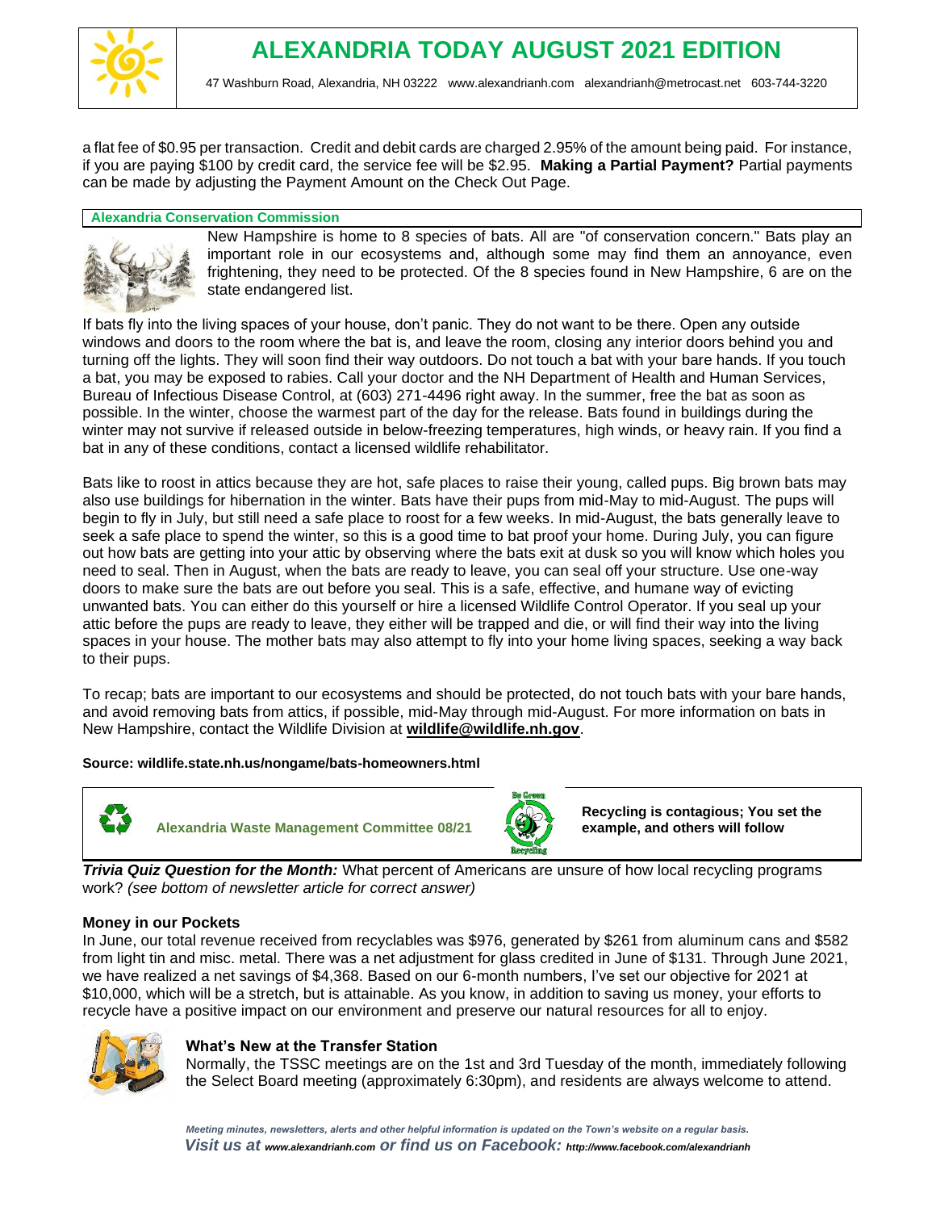a flat fee of $0.95 per transaction. Credit and debit cards are charged 2.95% of the amount being paid. For instance, if you are paying $100 by credit card, the service fee will be $2.95. **Making a Partial Payment?** Partial payments can be made by adjusting the Payment Amount on the Check Out Page.

### Alexandria Conservation Commission

New Hampshire is home to 8 species of bats. All are "of conservation concern." Bats play an important role in our ecosystems and, although some may find them an annoyance, even frightening, they need to be protected. Of the 8 species found in New Hampshire, 6 are on the state endangered list.

If bats fly into the living spaces of your house, don't panic. They do not want to be there. Open any outside windows and doors to the room where the bat is, and leave the room, closing any interior doors behind you and turning off the lights. They will soon find their way outdoors. Do not touch a bat with your bare hands. If you touch a bat, you may be exposed to rabies. Call your doctor and the NH Department of Health and Human Services, Bureau of Infectious Disease Control, at (603) 271-4496 right away. In the summer, free the bat as soon as possible. In the winter, choose the warmest part of the day for the release. Bats found in buildings during the winter may not survive if released outside in below-freezing temperatures, high winds, or heavy rain. If you find a bat in any of these conditions, contact a licensed wildlife rehabilitator.

Bats like to roost in attics because they are hot, safe places to raise their young, called pups. Big brown bats may also use buildings for hibernation in the winter. Bats have their pups from mid-May to mid-August. The pups will begin to fly in July, but still need a safe place to roost for a few weeks. In mid-August, the bats generally leave to seek a safe place to spend the winter, so this is a good time to bat proof your home. During July, you can figure out how bats are getting into your attic by observing where the bats exit at dusk so you will know which holes you need to seal. Then in August, when the bats are ready to leave, you can seal off your structure. Use one-way doors to make sure the bats are out before you seal. This is a safe, effective, and humane way of evicting unwanted bats. You can either do this yourself or hire a licensed Wildlife Control Operator. If you seal up your attic before the pups are ready to leave, they either will be trapped and die, or will find their way into the living spaces in your house. The mother bats may also attempt to fly into your home living spaces, seeking a way back to their pups.

To recap; bats are important to our ecosystems and should be protected, do not touch bats with your bare hands, and avoid removing bats from attics, if possible, mid-May through mid-August. For more information on bats in New Hampshire, contact the Wildlife Division at **wildlife@wildlife.nh.gov**.

**Source: wildlife.state.nh.us/nongame/bats-homeowners.html**

### Alexandria Waste Management Committee 08/21

**Recycling is contagious; You set the example, and others will follow**

***Trivia Quiz Question for the Month:*** What percent of Americans are unsure of how local recycling programs work? *(see bottom of newsletter article for correct answer)*

**Money in our Pockets**

In June, our total revenue received from recyclables was $976, generated by $261 from aluminum cans and $582 from light tin and misc. metal. There was a net adjustment for glass credited in June of $131. Through June 2021, we have realized a net savings of $4,368. Based on our 6-month numbers, I've set our objective for 2021 at $10,000, which will be a stretch, but is attainable. As you know, in addition to saving us money, your efforts to recycle have a positive impact on our environment and preserve our natural resources for all to enjoy.

**What's New at the Transfer Station**

Normally, the TSSC meetings are on the 1st and 3rd Tuesday of the month, immediately following the Select Board meeting (approximately 6:30pm), and residents are always welcome to attend.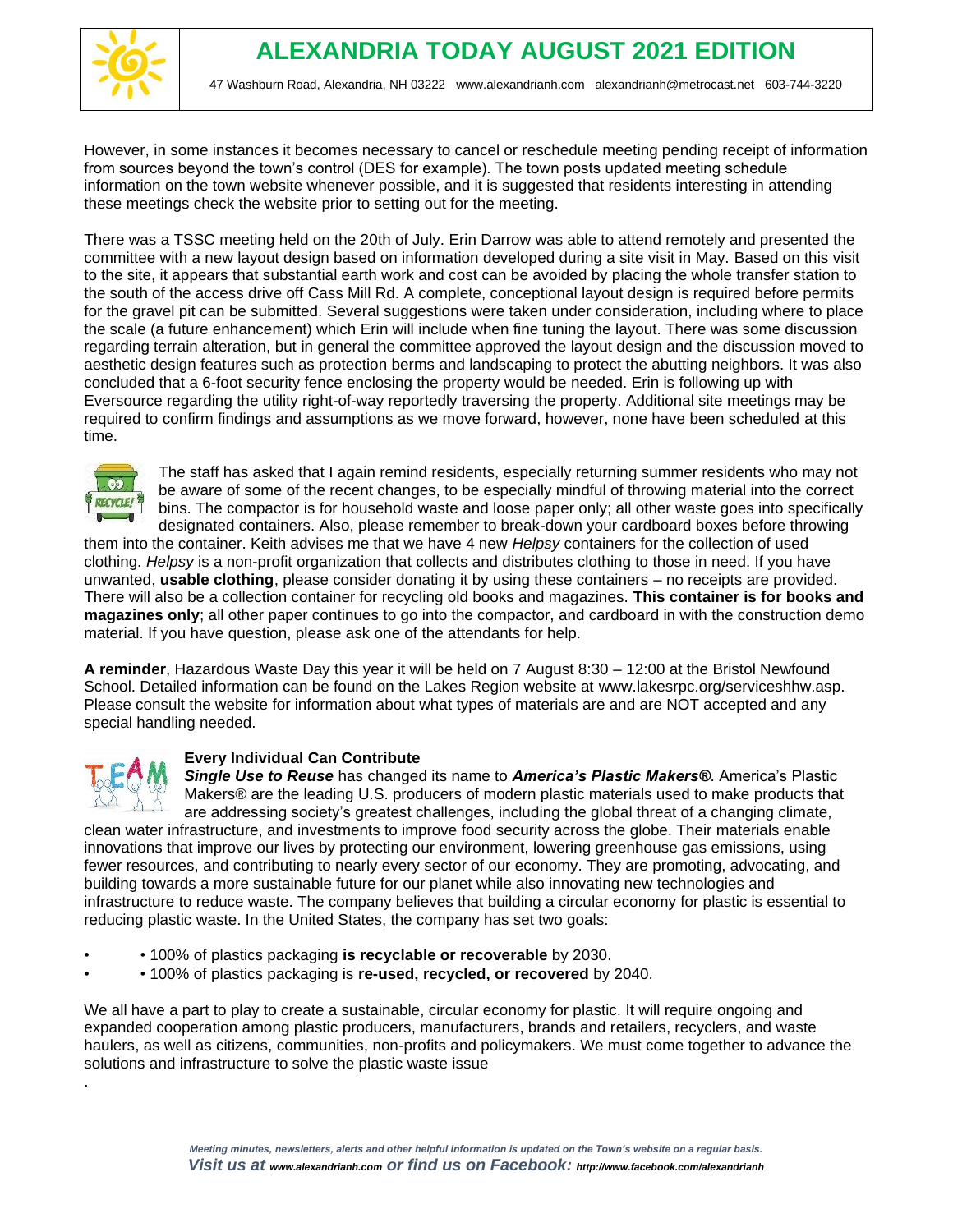However, in some instances it becomes necessary to cancel or reschedule meeting pending receipt of information from sources beyond the town's control (DES for example). The town posts updated meeting schedule information on the town website whenever possible, and it is suggested that residents interesting in attending these meetings check the website prior to setting out for the meeting.

There was a TSSC meeting held on the 20th of July. Erin Darrow was able to attend remotely and presented the committee with a new layout design based on information developed during a site visit in May. Based on this visit to the site, it appears that substantial earth work and cost can be avoided by placing the whole transfer station to the south of the access drive off Cass Mill Rd. A complete, conceptional layout design is required before permits for the gravel pit can be submitted. Several suggestions were taken under consideration, including where to place the scale (a future enhancement) which Erin will include when fine tuning the layout. There was some discussion regarding terrain alteration, but in general the committee approved the layout design and the discussion moved to aesthetic design features such as protection berms and landscaping to protect the abutting neighbors. It was also concluded that a 6-foot security fence enclosing the property would be needed. Erin is following up with Eversource regarding the utility right-of-way reportedly traversing the property. Additional site meetings may be required to confirm findings and assumptions as we move forward, however, none have been scheduled at this time.

The staff has asked that I again remind residents, especially returning summer residents who may not be aware of some of the recent changes, to be especially mindful of throwing material into the correct bins. The compactor is for household waste and loose paper only; all other waste goes into specifically designated containers. Also, please remember to break-down your cardboard boxes before throwing them into the container. Keith advises me that we have 4 new *Helpsy* containers for the collection of used clothing. *Helpsy* is a non-profit organization that collects and distributes clothing to those in need. If you have unwanted, **usable clothing**, please consider donating it by using these containers – no receipts are provided. There will also be a collection container for recycling old books and magazines. **This container is for books and magazines only**; all other paper continues to go into the compactor, and cardboard in with the construction demo material. If you have question, please ask one of the attendants for help.

**A reminder**, Hazardous Waste Day this year it will be held on 7 August 8:30 – 12:00 at the Bristol Newfound School. Detailed information can be found on the Lakes Region website at www.lakesrpc.org/serviceshhw.asp. Please consult the website for information about what types of materials are and are NOT accepted and any special handling needed.

**Every Individual Can Contribute**

***Single Use to Reuse*** has changed its name to ***America's Plastic Makers®***. America's Plastic Makers® are the leading U.S. producers of modern plastic materials used to make products that are addressing society's greatest challenges, including the global threat of a changing climate, clean water infrastructure, and investments to improve food security across the globe. Their materials enable innovations that improve our lives by protecting our environment, lowering greenhouse gas emissions, using fewer resources, and contributing to nearly every sector of our economy. They are promoting, advocating, and building towards a more sustainable future for our planet while also innovating new technologies and infrastructure to reduce waste. The company believes that building a circular economy for plastic is essential to reducing plastic waste. In the United States, the company has set two goals:

- 100% of plastics packaging **is recyclable or recoverable** by 2030.
- 100% of plastics packaging is **re-used, recycled, or recovered** by 2040.

We all have a part to play to create a sustainable, circular economy for plastic. It will require ongoing and expanded cooperation among plastic producers, manufacturers, brands and retailers, recyclers, and waste haulers, as well as citizens, communities, non-profits and policymakers. We must come together to advance the solutions and infrastructure to solve the plastic waste issue

.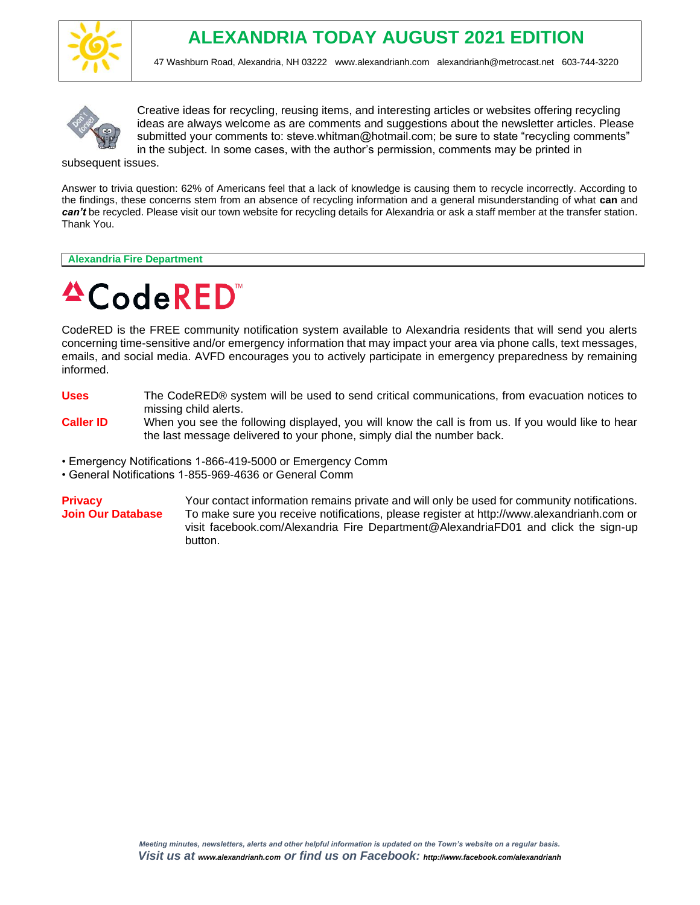# ALEXANDRIA TODAY AUGUST 2021 EDITION

47 Washburn Road, Alexandria, NH 03222 www.alexandrianh.com alexandrianh@metrocast.net 603-744-3220

Creative ideas for recycling, reusing items, and interesting articles or websites offering recycling ideas are always welcome as are comments and suggestions about the newsletter articles. Please submitted your comments to: steve.whitman@hotmail.com; be sure to state "recycling comments" in the subject. In some cases, with the author's permission, comments may be printed in subsequent issues.

Answer to trivia question: 62% of Americans feel that a lack of knowledge is causing them to recycle incorrectly. According to the findings, these concerns stem from an absence of recycling information and a general misunderstanding of what **can** and ***can't*** be recycled. Please visit our town website for recycling details for Alexandria or ask a staff member at the transfer station. Thank You.

## Alexandria Fire Department

# CodeRED™

CodeRED is the FREE community notification system available to Alexandria residents that will send you alerts concerning time-sensitive and/or emergency information that may impact your area via phone calls, text messages, emails, and social media. AVFD encourages you to actively participate in emergency preparedness by remaining informed.

**Uses** The CodeRED® system will be used to send critical communications, from evacuation notices to missing child alerts.

**Caller ID** When you see the following displayed, you will know the call is from us. If you would like to hear the last message delivered to your phone, simply dial the number back.

- Emergency Notifications 1-866-419-5000 or Emergency Comm
- General Notifications 1-855-969-4636 or General Comm

**Privacy** Your contact information remains private and will only be used for community notifications.

**Join Our Database** To make sure you receive notifications, please register at http://www.alexandrianh.com or visit facebook.com/Alexandria Fire Department@AlexandriaFD01 and click the sign-up button.

*Meeting minutes, newsletters, alerts and other helpful information is updated on the Town's website on a regular basis.*

*Visit us at www.alexandrianh.com or find us on Facebook: http://www.facebook.com/alexandrianh*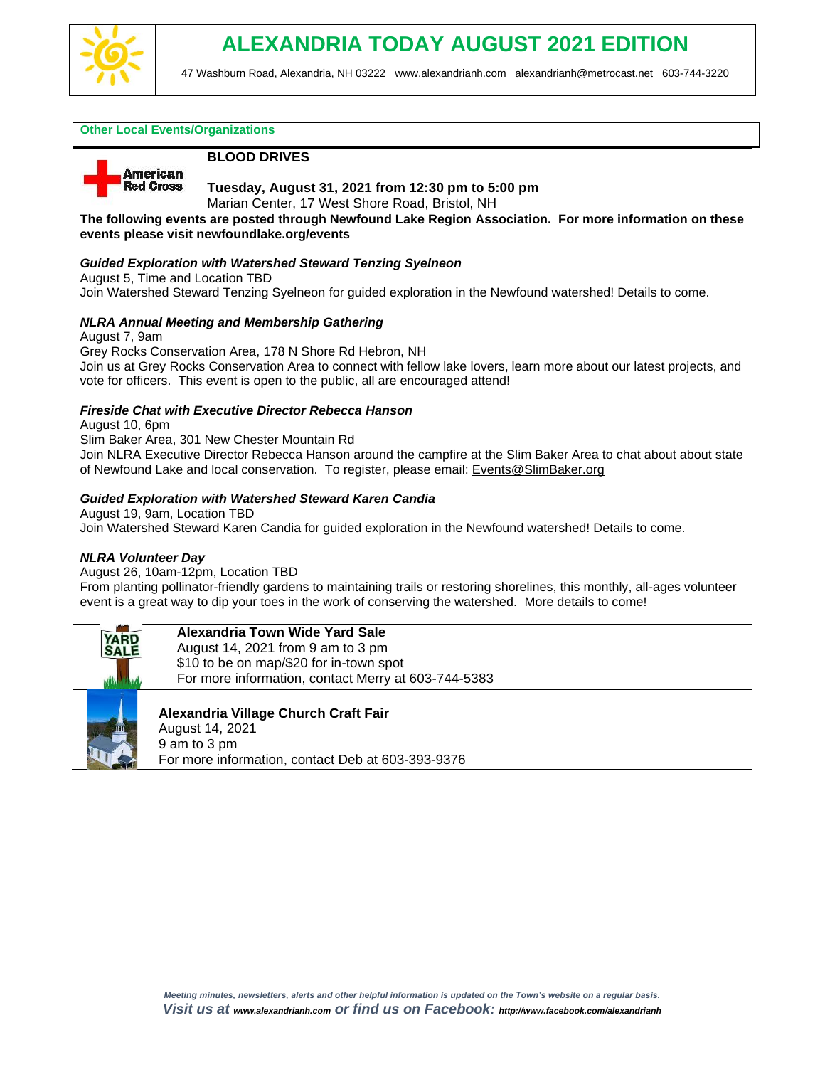# ALEXANDRIA TODAY AUGUST 2021 EDITION

47 Washburn Road, Alexandria, NH 03222 www.alexandrianh.com alexandrianh@metrocast.net 603-744-3220

## Other Local Events/Organizations

### BLOOD DRIVES

**Tuesday, August 31, 2021 from 12:30 pm to 5:00 pm**
Marian Center, 17 West Shore Road, Bristol, NH

**The following events are posted through Newfound Lake Region Association. For more information on these events please visit newfoundlake.org/events**

***Guided Exploration with Watershed Steward Tenzing Syelneon***
August 5, Time and Location TBD
Join Watershed Steward Tenzing Syelneon for guided exploration in the Newfound watershed! Details to come.

***NLRA Annual Meeting and Membership Gathering***
August 7, 9am
Grey Rocks Conservation Area, 178 N Shore Rd Hebron, NH
Join us at Grey Rocks Conservation Area to connect with fellow lake lovers, learn more about our latest projects, and vote for officers. This event is open to the public, all are encouraged attend!

***Fireside Chat with Executive Director Rebecca Hanson***
August 10, 6pm
Slim Baker Area, 301 New Chester Mountain Rd
Join NLRA Executive Director Rebecca Hanson around the campfire at the Slim Baker Area to chat about about state of Newfound Lake and local conservation. To register, please email: Events@SlimBaker.org

***Guided Exploration with Watershed Steward Karen Candia***
August 19, 9am, Location TBD
Join Watershed Steward Karen Candia for guided exploration in the Newfound watershed! Details to come.

***NLRA Volunteer Day***
August 26, 10am-12pm, Location TBD
From planting pollinator-friendly gardens to maintaining trails or restoring shorelines, this monthly, all-ages volunteer event is a great way to dip your toes in the work of conserving the watershed. More details to come!

**Alexandria Town Wide Yard Sale**
August 14, 2021 from 9 am to 3 pm
$10 to be on map/$20 for in-town spot
For more information, contact Merry at 603-744-5383

**Alexandria Village Church Craft Fair**
August 14, 2021
9 am to 3 pm
For more information, contact Deb at 603-393-9376

*Meeting minutes, newsletters, alerts and other helpful information is updated on the Town's website on a regular basis.*
*Visit us at www.alexandrianh.com or find us on Facebook: http://www.facebook.com/alexandrianh*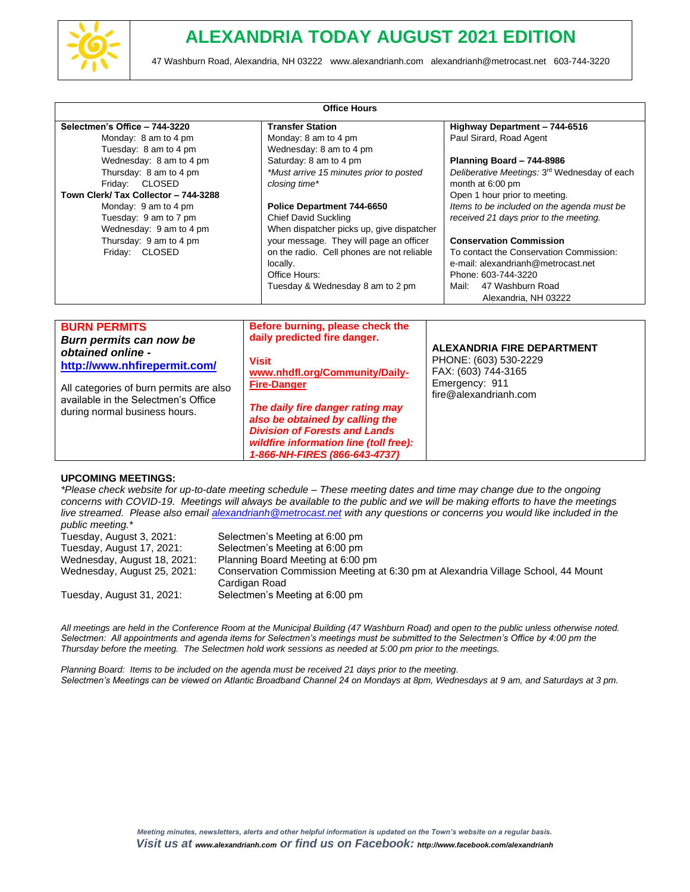# ALEXANDRIA TODAY AUGUST 2021 EDITION

47 Washburn Road, Alexandria, NH 03222   www.alexandrianh.com   alexandrianh@metrocast.net   603-744-3220

## Office Hours

**Selectmen's Office – 744-3220**
- Monday: 8 am to 4 pm
- Tuesday: 8 am to 4 pm
- Wednesday: 8 am to 4 pm
- Thursday: 8 am to 4 pm
- Friday: CLOSED

**Town Clerk/ Tax Collector – 744-3288**
- Monday: 9 am to 4 pm
- Tuesday: 9 am to 7 pm
- Wednesday: 9 am to 4 pm
- Thursday: 9 am to 4 pm
- Friday: CLOSED

**Transfer Station**
- Monday: 8 am to 4 pm
- Wednesday: 8 am to 4 pm
- Saturday: 8 am to 4 pm

*\*Must arrive 15 minutes prior to posted closing time\**

**Police Department 744-6650**
Chief David Suckling
When dispatcher picks up, give dispatcher your message. They will page an officer on the radio. Cell phones are not reliable locally.
Office Hours:
Tuesday & Wednesday 8 am to 2 pm

**Highway Department – 744-6516**
Paul Sirard, Road Agent

**Planning Board – 744-8986**
*Deliberative Meetings: 3rd Wednesday of each month at 6:00 pm*
Open 1 hour prior to meeting.
*Items to be included on the agenda must be received 21 days prior to the meeting.*

**Conservation Commission**
To contact the Conservation Commission:
e-mail: alexandrianh@metrocast.net
Phone: 603-744-3220
Mail: 47 Washburn Road
Alexandria, NH 03222

## BURN PERMITS

***Burn permits can now be obtained online - http://www.nhfirepermit.com/***

All categories of burn permits are also available in the Selectmen's Office during normal business hours.

**Before burning, please check the daily predicted fire danger.**

**Visit www.nhdfl.org/Community/Daily-Fire-Danger**

***The daily fire danger rating may also be obtained by calling the Division of Forests and Lands wildfire information line (toll free): 1-866-NH-FIRES (866-643-4737)***

**ALEXANDRIA FIRE DEPARTMENT**
PHONE: (603) 530-2229
FAX: (603) 744-3165
Emergency: 911
fire@alexandrianh.com

## UPCOMING MEETINGS:

*\*Please check website for up-to-date meeting schedule – These meeting dates and time may change due to the ongoing concerns with COVID-19. Meetings will always be available to the public and we will be making efforts to have the meetings live streamed. Please also email alexandrianh@metrocast.net with any questions or concerns you would like included in the public meeting.\**

| Date | Meeting |
|---|---|
| Tuesday, August 3, 2021: | Selectmen's Meeting at 6:00 pm |
| Tuesday, August 17, 2021: | Selectmen's Meeting at 6:00 pm |
| Wednesday, August 18, 2021: | Planning Board Meeting at 6:00 pm |
| Wednesday, August 25, 2021: | Conservation Commission Meeting at 6:30 pm at Alexandria Village School, 44 Mount Cardigan Road |
| Tuesday, August 31, 2021: | Selectmen's Meeting at 6:00 pm |

*All meetings are held in the Conference Room at the Municipal Building (47 Washburn Road) and open to the public unless otherwise noted. Selectmen: All appointments and agenda items for Selectmen's meetings must be submitted to the Selectmen's Office by 4:00 pm the Thursday before the meeting. The Selectmen hold work sessions as needed at 5:00 pm prior to the meetings.*

*Planning Board: Items to be included on the agenda must be received 21 days prior to the meeting.*
*Selectmen's Meetings can be viewed on Atlantic Broadband Channel 24 on Mondays at 8pm, Wednesdays at 9 am, and Saturdays at 3 pm.*

***Meeting minutes, newsletters, alerts and other helpful information is updated on the Town's website on a regular basis.***
***Visit us at www.alexandrianh.com or find us on Facebook: http://www.facebook.com/alexandrianh***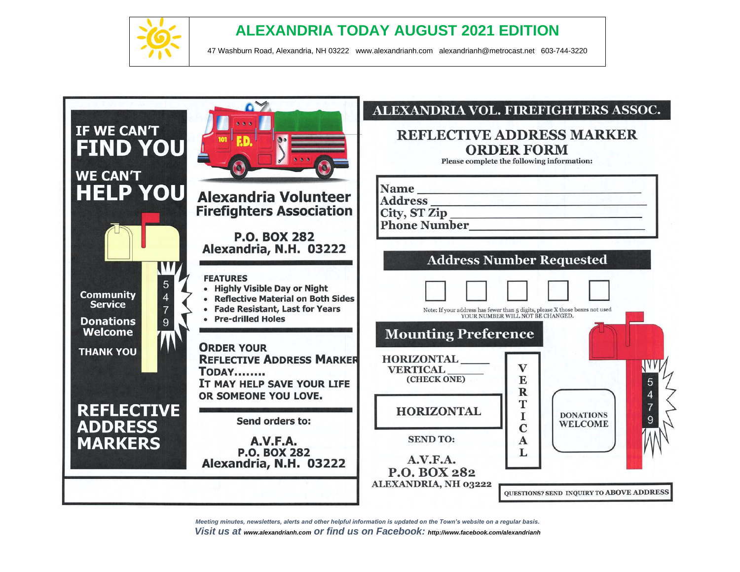# ALEXANDRIA TODAY AUGUST 2021 EDITION

47 Washburn Road, Alexandria, NH 03222 www.alexandrianh.com alexandrianh@metrocast.net 603-744-3220

IF WE CAN'T **FIND YOU**

WE CAN'T **HELP YOU**

5479

Community Service

Donations Welcome

THANK YOU

**REFLECTIVE ADDRESS MARKERS**

## Alexandria Volunteer Firefighters Association

**P.O. BOX 282**
**Alexandria, N.H. 03222**

**FEATURES**

- Highly Visible Day or Night
- Reflective Material on Both Sides
- Fade Resistant, Last for Years
- Pre-drilled Holes

**ORDER YOUR REFLECTIVE ADDRESS MARKER TODAY........**
**IT MAY HELP SAVE YOUR LIFE OR SOMEONE YOU LOVE.**

Send orders to:

**A.V.F.A.**
**P.O. BOX 282**
**Alexandria, N.H. 03222**

## ALEXANDRIA VOL. FIREFIGHTERS ASSOC.

### REFLECTIVE ADDRESS MARKER ORDER FORM

Please complete the following information:

Name ______________________
Address ______________________
City, ST Zip ______________________
Phone Number ______________________

### Address Number Requested

☐ ☐ ☐ ☐ ☐

Note: If your address has fewer than 5 digits, please X those boxes not used
YOUR NUMBER WILL NOT BE CHANGED.

### Mounting Preference

HORIZONTAL _____
VERTICAL ______
(CHECK ONE)

HORIZONTAL

VERTICAL

DONATIONS WELCOME

5479

SEND TO:

**A.V.F.A.**
**P.O. BOX 282**
**ALEXANDRIA, NH 03222**

QUESTIONS? SEND INQUIRY TO ABOVE ADDRESS

*Meeting minutes, newsletters, alerts and other helpful information is updated on the Town's website on a regular basis.*
*Visit us at www.alexandrianh.com or find us on Facebook: http://www.facebook.com/alexandrianh*